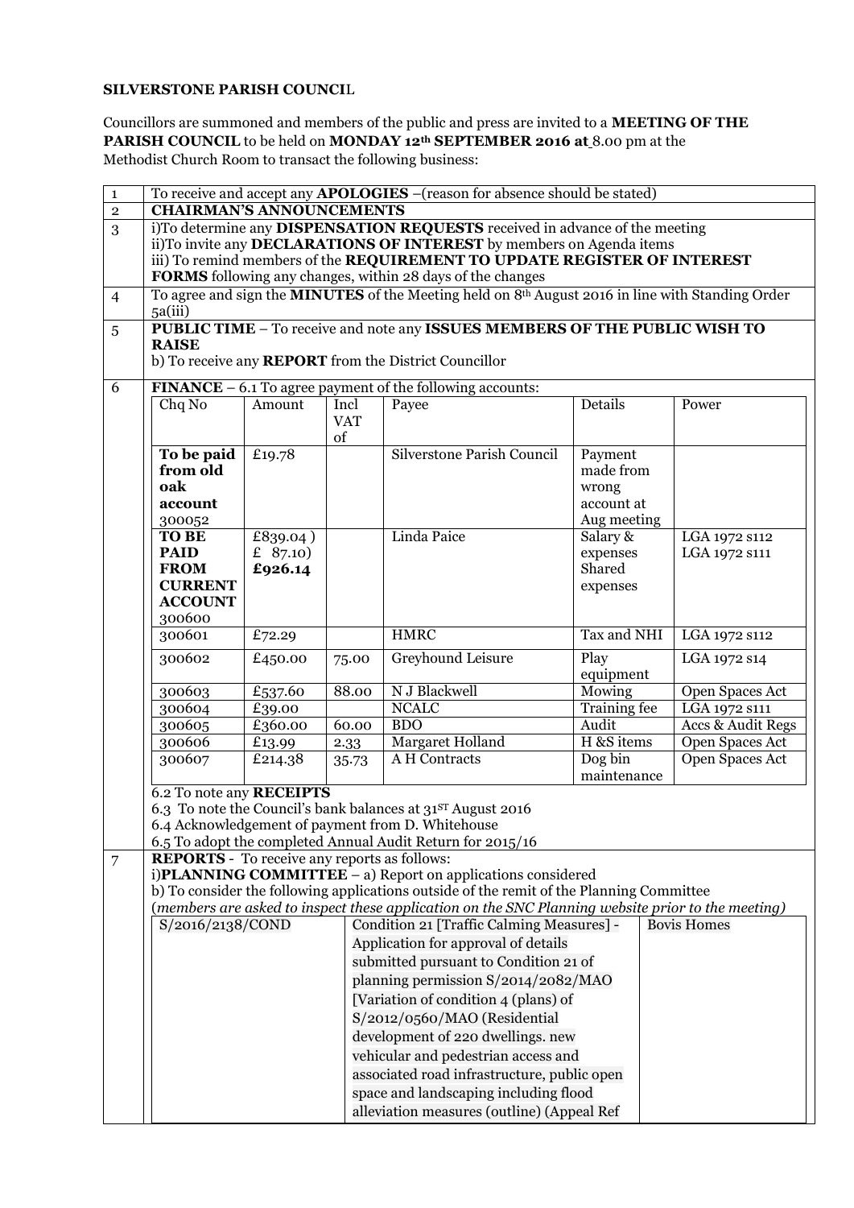**SILVERSTONE PARISH COUNCIL**

Councillors are summoned and members of the public and press are invited to a **MEETING OF THE PARISH COUNCIL** to be held on **MONDAY 12th SEPTEMBER 2016 at** 8.00 pm at the Methodist Church Room to transact the following business:

| | |
|---|---|
| 1 | To receive and accept any **APOLOGIES** –(reason for absence should be stated) |
| 2 | **CHAIRMAN'S ANNOUNCEMENTS** |
| 3 | i)To determine any **DISPENSATION REQUESTS** received in advance of the meeting<br>ii)To invite any **DECLARATIONS OF INTEREST** by members on Agenda items<br>iii) To remind members of the **REQUIREMENT TO UPDATE REGISTER OF INTEREST FORMS** following any changes, within 28 days of the changes |
| 4 | To agree and sign the **MINUTES** of the Meeting held on 8th August 2016 in line with Standing Order 5a(iii) |
| 5 | **PUBLIC TIME** – To receive and note any **ISSUES MEMBERS OF THE PUBLIC WISH TO RAISE**<br>b) To receive any **REPORT** from the District Councillor |
| 6 | **FINANCE** – 6.1 To agree payment of the following accounts: |

| Chq No | Amount | Incl VAT of | Payee | Details | Power |
|---|---|---|---|---|---|
| **To be paid from old oak account** 300052 | £19.78 | | Silverstone Parish Council | Payment made from wrong account at Aug meeting | |
| **TO BE PAID FROM CURRENT ACCOUNT** 300600 | £839.04 )<br>£ 87.10)<br>**£926.14** | | Linda Paice | Salary & expenses<br>Shared expenses | LGA 1972 s112<br>LGA 1972 s111 |
| 300601 | £72.29 | | HMRC | Tax and NHI | LGA 1972 s112 |
| 300602 | £450.00 | 75.00 | Greyhound Leisure | Play equipment | LGA 1972 s14 |
| 300603 | £537.60 | 88.00 | N J Blackwell | Mowing | Open Spaces Act |
| 300604 | £39.00 | | NCALC | Training fee | LGA 1972 s111 |
| 300605 | £360.00 | 60.00 | BDO | Audit | Accs & Audit Regs |
| 300606 | £13.99 | 2.33 | Margaret Holland | H &S items | Open Spaces Act |
| 300607 | £214.38 | 35.73 | A H Contracts | Dog bin maintenance | Open Spaces Act |

6.2 To note any **RECEIPTS**
6.3 To note the Council's bank balances at 31ST August 2016
6.4 Acknowledgement of payment from D. Whitehouse
6.5 To adopt the completed Annual Audit Return for 2015/16

7 **REPORTS** - To receive any reports as follows:
i)**PLANNING COMMITTEE** – a) Report on applications considered
b) To consider the following applications outside of the remit of the Planning Committee
(*members are asked to inspect these application on the SNC Planning website prior to the meeting*)

| | | |
|---|---|---|
| S/2016/2138/COND | Condition 21 [Traffic Calming Measures] - Application for approval of details submitted pursuant to Condition 21 of planning permission S/2014/2082/MAO [Variation of condition 4 (plans) of S/2012/0560/MAO (Residential development of 220 dwellings. new vehicular and pedestrian access and associated road infrastructure, public open space and landscaping including flood alleviation measures (outline) (Appeal Ref | Bovis Homes |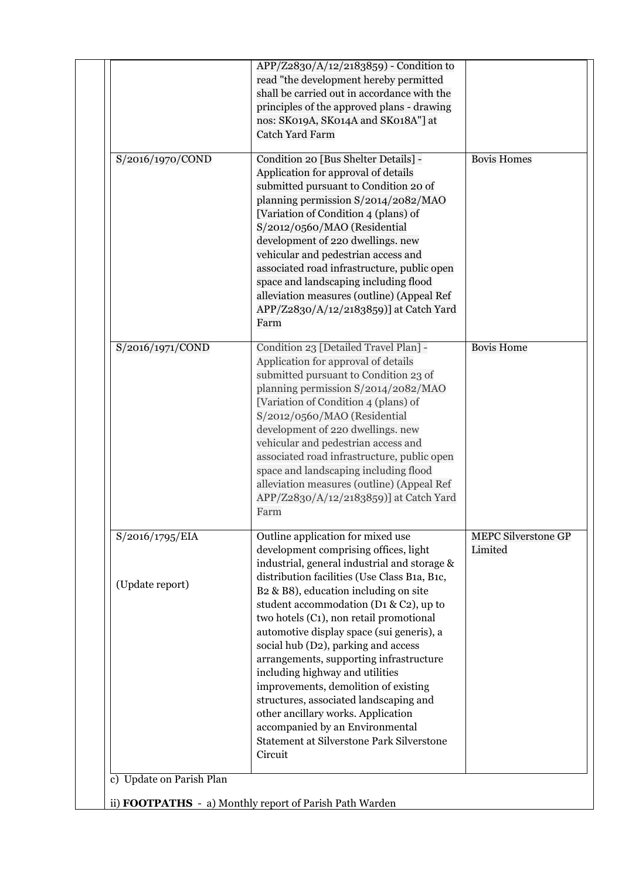| | | |
|---|---|---|
| | APP/Z2830/A/12/2183859) - Condition to read "the development hereby permitted shall be carried out in accordance with the principles of the approved plans - drawing nos: SK019A, SK014A and SK018A"] at Catch Yard Farm | |
| S/2016/1970/COND | Condition 20 [Bus Shelter Details] - Application for approval of details submitted pursuant to Condition 20 of planning permission S/2014/2082/MAO [Variation of Condition 4 (plans) of S/2012/0560/MAO (Residential development of 220 dwellings. new vehicular and pedestrian access and associated road infrastructure, public open space and landscaping including flood alleviation measures (outline) (Appeal Ref APP/Z2830/A/12/2183859)] at Catch Yard Farm | Bovis Homes |
| S/2016/1971/COND | Condition 23 [Detailed Travel Plan] - Application for approval of details submitted pursuant to Condition 23 of planning permission S/2014/2082/MAO [Variation of Condition 4 (plans) of S/2012/0560/MAO (Residential development of 220 dwellings. new vehicular and pedestrian access and associated road infrastructure, public open space and landscaping including flood alleviation measures (outline) (Appeal Ref APP/Z2830/A/12/2183859)] at Catch Yard Farm | Bovis Home |
| S/2016/1795/EIA<br><br>(Update report) | Outline application for mixed use development comprising offices, light industrial, general industrial and storage & distribution facilities (Use Class B1a, B1c, B2 & B8), education including on site student accommodation (D1 & C2), up to two hotels (C1), non retail promotional automotive display space (sui generis), a social hub (D2), parking and access arrangements, supporting infrastructure including highway and utilities improvements, demolition of existing structures, associated landscaping and other ancillary works. Application accompanied by an Environmental Statement at Silverstone Park Silverstone Circuit | MEPC Silverstone GP Limited |

c) Update on Parish Plan

ii) **FOOTPATHS** - a) Monthly report of Parish Path Warden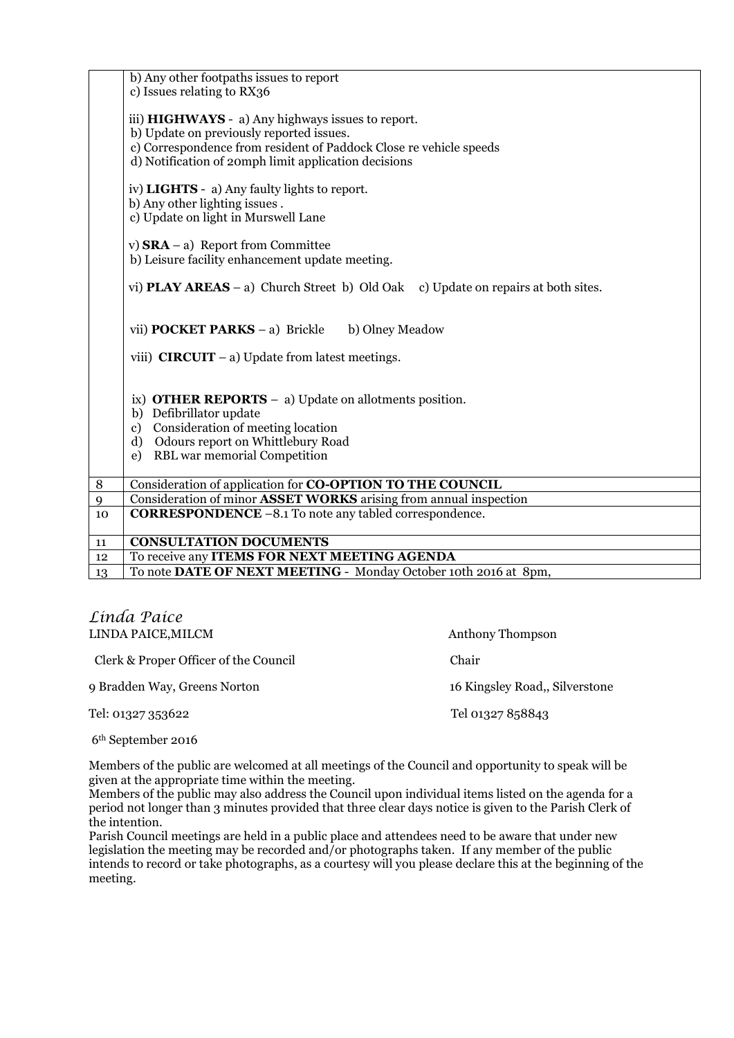| | |
|---|---|
| | b) Any other footpaths issues to report<br>c) Issues relating to RX36<br><br>iii) **HIGHWAYS** - a) Any highways issues to report.<br>b) Update on previously reported issues.<br>c) Correspondence from resident of Paddock Close re vehicle speeds<br>d) Notification of 20mph limit application decisions<br><br>iv) **LIGHTS** - a) Any faulty lights to report.<br>b) Any other lighting issues .<br>c) Update on light in Murswell Lane<br><br>v) **SRA** – a) Report from Committee<br>b) Leisure facility enhancement update meeting.<br><br>vi) **PLAY AREAS** – a) Church Street b) Old Oak c) Update on repairs at both sites.<br><br>vii) **POCKET PARKS** – a) Brickle b) Olney Meadow<br><br>viii) **CIRCUIT** – a) Update from latest meetings.<br><br>ix) **OTHER REPORTS** – a) Update on allotments position.<br>b) Defibrillator update<br>c) Consideration of meeting location<br>d) Odours report on Whittlebury Road<br>e) RBL war memorial Competition |
| 8 | Consideration of application for **CO-OPTION TO THE COUNCIL** |
| 9 | Consideration of minor **ASSET WORKS** arising from annual inspection |
| 10 | **CORRESPONDENCE** –8.1 To note any tabled correspondence. |
| 11 | **CONSULTATION DOCUMENTS** |
| 12 | To receive any **ITEMS FOR NEXT MEETING AGENDA** |
| 13 | To note **DATE OF NEXT MEETING** - Monday October 10th 2016 at 8pm, |

*Linda Paice*

LINDA PAICE,MILCM

Clerk & Proper Officer of the Council

9 Bradden Way, Greens Norton

Tel: 01327 353622

Anthony Thompson

Chair

16 Kingsley Road,, Silverstone

Tel 01327 858843

6th September 2016

Members of the public are welcomed at all meetings of the Council and opportunity to speak will be given at the appropriate time within the meeting.
Members of the public may also address the Council upon individual items listed on the agenda for a period not longer than 3 minutes provided that three clear days notice is given to the Parish Clerk of the intention.
Parish Council meetings are held in a public place and attendees need to be aware that under new legislation the meeting may be recorded and/or photographs taken. If any member of the public intends to record or take photographs, as a courtesy will you please declare this at the beginning of the meeting.